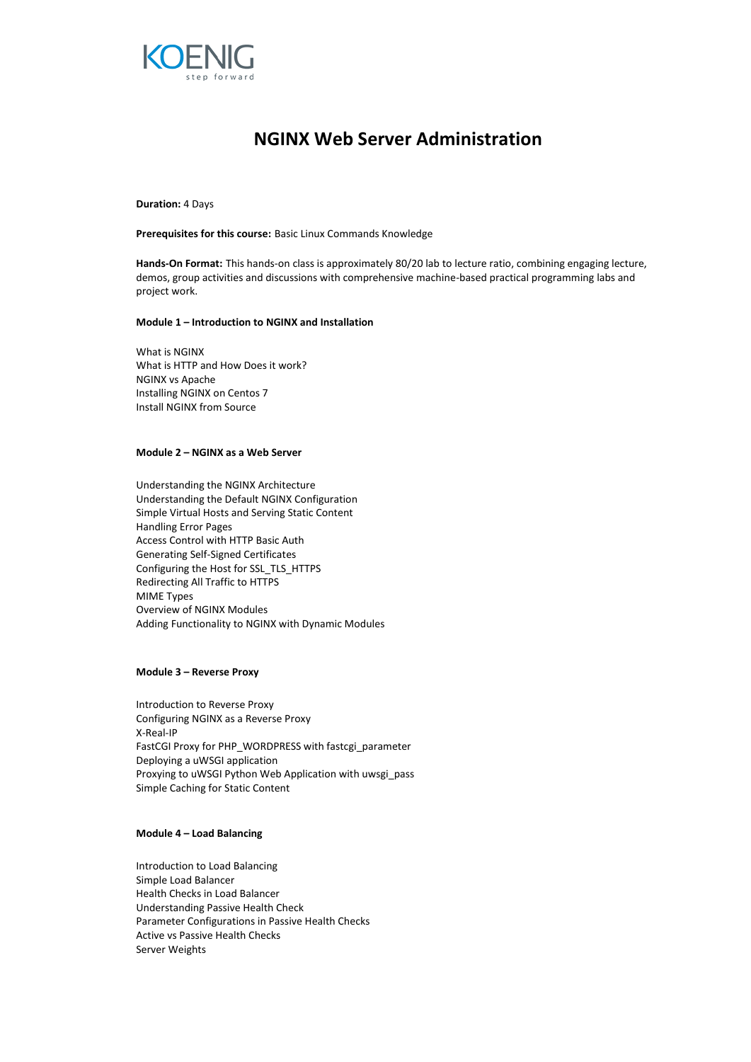# NGINX Web Server Administration

**Duration:** 4 Days

**Prerequisites for this course:** Basic Linux Commands Knowledge

**Hands-On Format:** This hands-on class is approximately 80/20 lab to lecture ratio, combining engaging lecture, demos, group activities and discussions with comprehensive machine-based practical programming labs and project work.

**Module 1 – Introduction to NGINX and Installation**

What is NGINX
What is HTTP and How Does it work?
NGINX vs Apache
Installing NGINX on Centos 7
Install NGINX from Source

**Module 2 – NGINX as a Web Server**

Understanding the NGINX Architecture
Understanding the Default NGINX Configuration
Simple Virtual Hosts and Serving Static Content
Handling Error Pages
Access Control with HTTP Basic Auth
Generating Self-Signed Certificates
Configuring the Host for SSL_TLS_HTTPS
Redirecting All Traffic to HTTPS
MIME Types
Overview of NGINX Modules
Adding Functionality to NGINX with Dynamic Modules

**Module 3 – Reverse Proxy**

Introduction to Reverse Proxy
Configuring NGINX as a Reverse Proxy
X-Real-IP
FastCGI Proxy for PHP_WORDPRESS with fastcgi_parameter
Deploying a uWSGI application
Proxying to uWSGI Python Web Application with uwsgi_pass
Simple Caching for Static Content

**Module 4 – Load Balancing**

Introduction to Load Balancing
Simple Load Balancer
Health Checks in Load Balancer
Understanding Passive Health Check
Parameter Configurations in Passive Health Checks
Active vs Passive Health Checks
Server Weights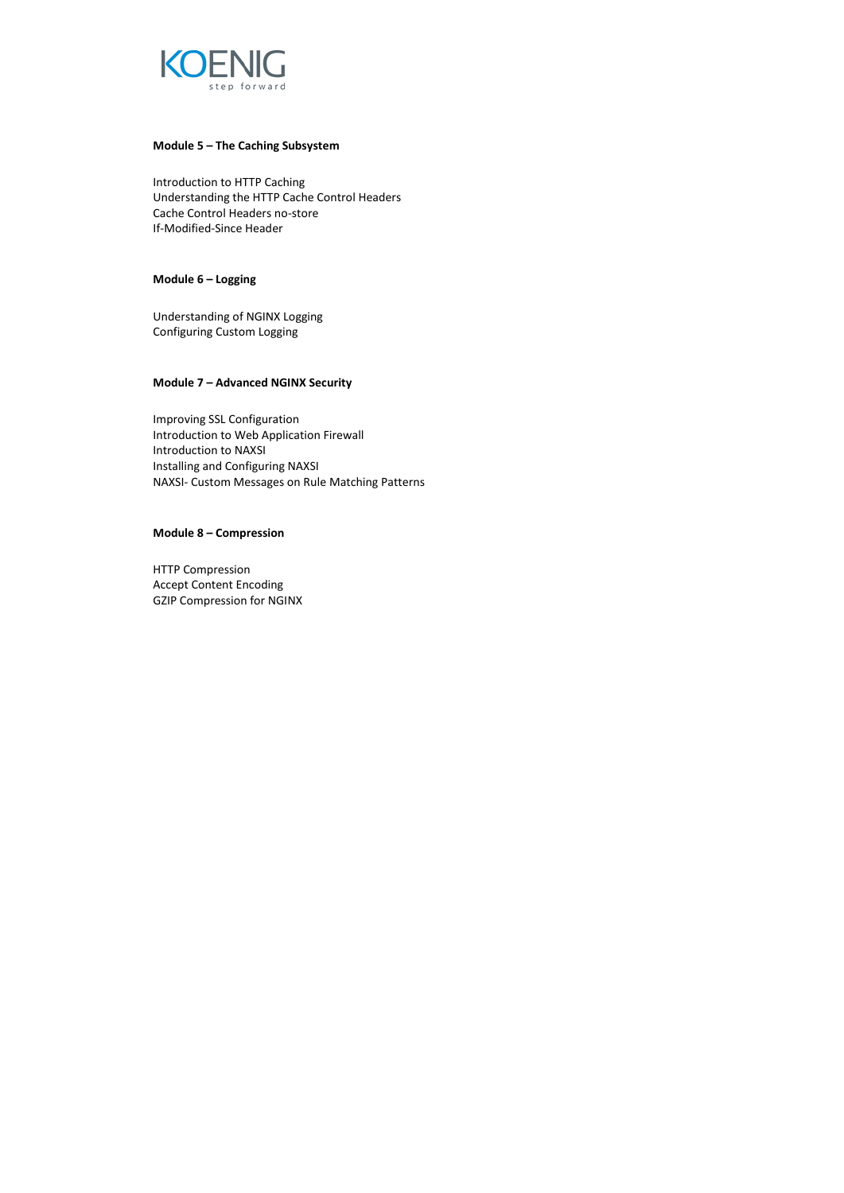**Module 5 – The Caching Subsystem**

Introduction to HTTP Caching
Understanding the HTTP Cache Control Headers
Cache Control Headers no-store
If-Modified-Since Header

**Module 6 – Logging**

Understanding of NGINX Logging
Configuring Custom Logging

**Module 7 – Advanced NGINX Security**

Improving SSL Configuration
Introduction to Web Application Firewall
Introduction to NAXSI
Installing and Configuring NAXSI
NAXSI- Custom Messages on Rule Matching Patterns

**Module 8 – Compression**

HTTP Compression
Accept Content Encoding
GZIP Compression for NGINX